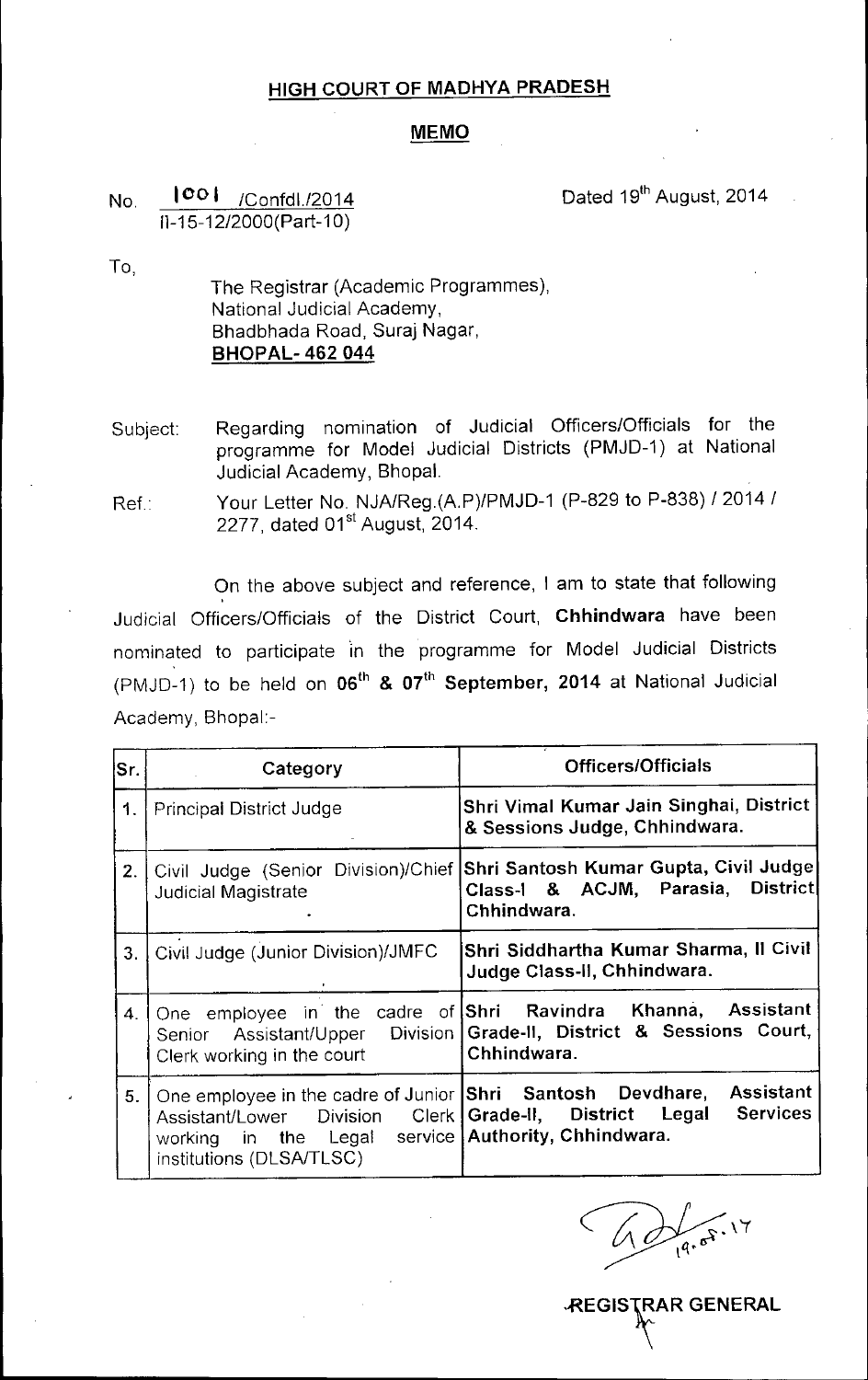# HIGH COURT OF MADHYA PRADESH

## MEMO

No. 1001 /Confdl./2014 &nbsp;&nbsp;&nbsp;&nbsp;&nbsp;&nbsp;&nbsp;&nbsp; Dated 19th August, 2014
II-15-12/2000(Part-10)

To,

The Registrar (Academic Programmes),
National Judicial Academy,
Bhadbhada Road, Suraj Nagar,
**BHOPAL- 462 044**

Subject: Regarding nomination of Judicial Officers/Officials for the programme for Model Judicial Districts (PMJD-1) at National Judicial Academy, Bhopal.

Ref.: Your Letter No. NJA/Reg.(A.P)/PMJD-1 (P-829 to P-838) / 2014 / 2277, dated 01st August, 2014.

On the above subject and reference, I am to state that following Judicial Officers/Officials of the District Court, **Chhindwara** have been nominated to participate in the programme for Model Judicial Districts (PMJD-1) to be held on **06th & 07th September, 2014** at National Judicial Academy, Bhopal:-

| Sr. | Category | Officers/Officials |
|---|---|---|
| 1. | Principal District Judge | **Shri Vimal Kumar Jain Singhai, District & Sessions Judge, Chhindwara.** |
| 2. | Civil Judge (Senior Division)/Chief Judicial Magistrate | **Shri Santosh Kumar Gupta, Civil Judge Class-I & ACJM, Parasia, District Chhindwara.** |
| 3. | Civil Judge (Junior Division)/JMFC | **Shri Siddhartha Kumar Sharma, II Civil Judge Class-II, Chhindwara.** |
| 4. | One employee in the cadre of Senior Assistant/Upper Division Clerk working in the court | **Shri Ravindra Khanna, Assistant Grade-II, District & Sessions Court, Chhindwara.** |
| 5. | One employee in the cadre of Junior Assistant/Lower Division Clerk working in the Legal service institutions (DLSA/TLSC) | **Shri Santosh Devdhare, Assistant Grade-II, District Legal Services Authority, Chhindwara.** |

19.08.14

**REGISTRAR GENERAL**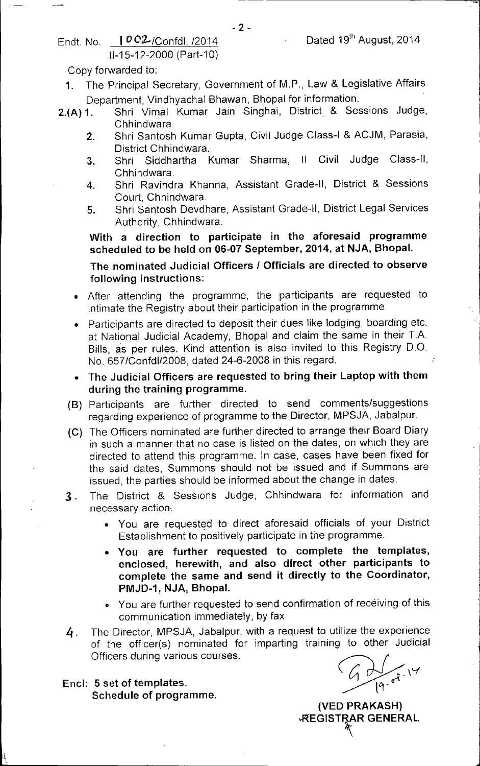Endt. No. 1002/Confdl. /2014
II-15-12-2000 (Part-10)

Dated 19th August, 2014

Copy forwarded to:

1. The Principal Secretary, Government of M.P., Law & Legislative Affairs Department, Vindhyachal Bhawan, Bhopal for information.

2.(A) 1. Shri Vimal Kumar Jain Singhai, District & Sessions Judge, Chhindwara.
   2. Shri Santosh Kumar Gupta, Civil Judge Class-I & ACJM, Parasia, District Chhindwara.
   3. Shri Siddhartha Kumar Sharma, II Civil Judge Class-II, Chhindwara.
   4. Shri Ravindra Khanna, Assistant Grade-II, District & Sessions Court, Chhindwara.
   5. Shri Santosh Devdhare, Assistant Grade-II, District Legal Services Authority, Chhindwara.

**With a direction to participate in the aforesaid programme scheduled to be held on 06-07 September, 2014, at NJA, Bhopal.**

**The nominated Judicial Officers / Officials are directed to observe following instructions:**

- After attending the programme, the participants are requested to intimate the Registry about their participation in the programme.
- Participants are directed to deposit their dues like lodging, boarding etc. at National Judicial Academy, Bhopal and claim the same in their T.A. Bills, as per rules. Kind attention is also invited to this Registry D.O. No. 657/Confdl/2008, dated 24-6-2008 in this regard.
- **The Judicial Officers are requested to bring their Laptop with them during the training programme.**

(B) Participants are further directed to send comments/suggestions regarding experience of programme to the Director, MPSJA, Jabalpur.

(C) The Officers nominated are further directed to arrange their Board Diary in such a manner that no case is listed on the dates, on which they are directed to attend this programme. In case, cases have been fixed for the said dates, Summons should not be issued and if Summons are issued, the parties should be informed about the change in dates.

3. The District & Sessions Judge, Chhindwara for information and necessary action:

   - You are requested to direct aforesaid officials of your District Establishment to positively participate in the programme.
   - **You are further requested to complete the templates, enclosed, herewith, and also direct other participants to complete the same and send it directly to the Coordinator, PMJD-1, NJA, Bhopal.**
   - You are further requested to send confirmation of receiving of this communication immediately, by fax

4. The Director, MPSJA, Jabalpur, with a request to utilize the experience of the officer(s) nominated for imparting training to other Judicial Officers during various courses.

**Encl: 5 set of templates.**
**Schedule of programme.**

19.08.14

**(VED PRAKASH)**
**REGISTRAR GENERAL**